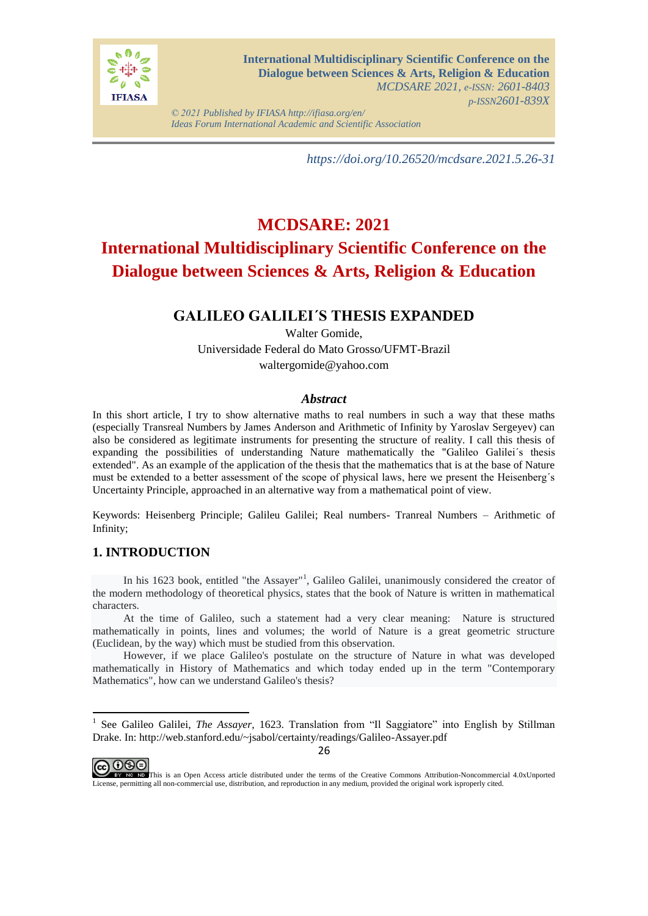https://doi.org/10.26520/mcdsare.2021.5.26-31

# MCDSARE: 2021

# International Multidisciplinary Scientific Conference on the Dialogue between Sciences & Arts, Religion & Education

## GALILEO GALILEI´S THESIS EXPANDED

Walter Gomide,
Universidade Federal do Mato Grosso/UFMT-Brazil
waltergomide@yahoo.com

### *Abstract*

In this short article, I try to show alternative maths to real numbers in such a way that these maths (especially Transreal Numbers by James Anderson and Arithmetic of Infinity by Yaroslav Sergeyev) can also be considered as legitimate instruments for presenting the structure of reality. I call this thesis of expanding the possibilities of understanding Nature mathematically the "Galileo Galilei´s thesis extended". As an example of the application of the thesis that the mathematics that is at the base of Nature must be extended to a better assessment of the scope of physical laws, here we present the Heisenberg´s Uncertainty Principle, approached in an alternative way from a mathematical point of view.

Keywords: Heisenberg Principle; Galileu Galilei; Real numbers- Tranreal Numbers – Arithmetic of Infinity;

## 1. INTRODUCTION

In his 1623 book, entitled "the Assayer"[1], Galileo Galilei, unanimously considered the creator of the modern methodology of theoretical physics, states that the book of Nature is written in mathematical characters.

At the time of Galileo, such a statement had a very clear meaning: Nature is structured mathematically in points, lines and volumes; the world of Nature is a great geometric structure (Euclidean, by the way) which must be studied from this observation.

However, if we place Galileo's postulate on the structure of Nature in what was developed mathematically in History of Mathematics and which today ended up in the term "Contemporary Mathematics", how can we understand Galileo's thesis?

---

[1] See Galileo Galilei, *The Assayer*, 1623. Translation from "Il Saggiatore" into English by Stillman Drake. In: http://web.stanford.edu/~jsabol/certainty/readings/Galileo-Assayer.pdf

This is an Open Access article distributed under the terms of the Creative Commons Attribution-Noncommercial 4.0xUnported License, permitting all non-commercial use, distribution, and reproduction in any medium, provided the original work isproperly cited.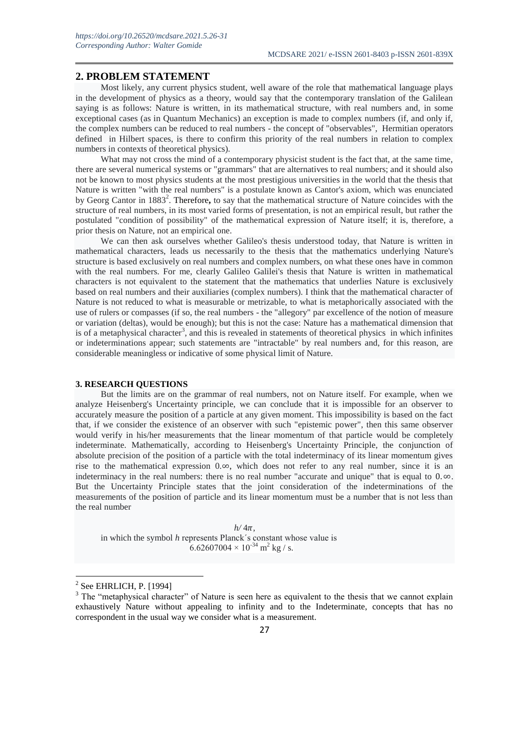## 2. PROBLEM STATEMENT

Most likely, any current physics student, well aware of the role that mathematical language plays in the development of physics as a theory, would say that the contemporary translation of the Galilean saying is as follows: Nature is written, in its mathematical structure, with real numbers and, in some exceptional cases (as in Quantum Mechanics) an exception is made to complex numbers (if, and only if, the complex numbers can be reduced to real numbers - the concept of "observables", Hermitian operators defined in Hilbert spaces, is there to confirm this priority of the real numbers in relation to complex numbers in contexts of theoretical physics).

What may not cross the mind of a contemporary physicist student is the fact that, at the same time, there are several numerical systems or "grammars" that are alternatives to real numbers; and it should also not be known to most physics students at the most prestigious universities in the world that the thesis that Nature is written "with the real numbers" is a postulate known as Cantor's axiom, which was enunciated by Georg Cantor in 1883[2]. Therefore**,** to say that the mathematical structure of Nature coincides with the structure of real numbers, in its most varied forms of presentation, is not an empirical result, but rather the postulated "condition of possibility" of the mathematical expression of Nature itself; it is, therefore, a prior thesis on Nature, not an empirical one.

We can then ask ourselves whether Galileo's thesis understood today, that Nature is written in mathematical characters, leads us necessarily to the thesis that the mathematics underlying Nature's structure is based exclusively on real numbers and complex numbers, on what these ones have in common with the real numbers. For me, clearly Galileo Galilei's thesis that Nature is written in mathematical characters is not equivalent to the statement that the mathematics that underlies Nature is exclusively based on real numbers and their auxiliaries (complex numbers). I think that the mathematical character of Nature is not reduced to what is measurable or metrizable, to what is metaphorically associated with the use of rulers or compasses (if so, the real numbers - the "allegory" par excellence of the notion of measure or variation (deltas), would be enough); but this is not the case: Nature has a mathematical dimension that is of a metaphysical character[3], and this is revealed in statements of theoretical physics in which infinites or indeterminations appear; such statements are "intractable" by real numbers and, for this reason, are considerable meaningless or indicative of some physical limit of Nature.

### 3. RESEARCH QUESTIONS

But the limits are on the grammar of real numbers, not on Nature itself. For example, when we analyze Heisenberg's Uncertainty principle, we can conclude that it is impossible for an observer to accurately measure the position of a particle at any given moment. This impossibility is based on the fact that, if we consider the existence of an observer with such "epistemic power", then this same observer would verify in his/her measurements that the linear momentum of that particle would be completely indeterminate. Mathematically, according to Heisenberg's Uncertainty Principle, the conjunction of absolute precision of the position of a particle with the total indeterminacy of its linear momentum gives rise to the mathematical expression $0.\infty$, which does not refer to any real number, since it is an indeterminacy in the real numbers: there is no real number "accurate and unique" that is equal to $0.\infty$. But the Uncertainty Principle states that the joint consideration of the indeterminations of the measurements of the position of particle and its linear momentum must be a number that is not less than the real number

$$h/4\pi,$$

in which the symbol $h$ represents Planck´s constant whose value is

$$6.62607004 \times 10^{-34}\ \mathrm{m}^2\ \mathrm{kg}\ /\ \mathrm{s}.$$

---

[2] See EHRLICH, P. [1994]

[3] The "metaphysical character" of Nature is seen here as equivalent to the thesis that we cannot explain exhaustively Nature without appealing to infinity and to the Indeterminate, concepts that has no correspondent in the usual way we consider what is a measurement.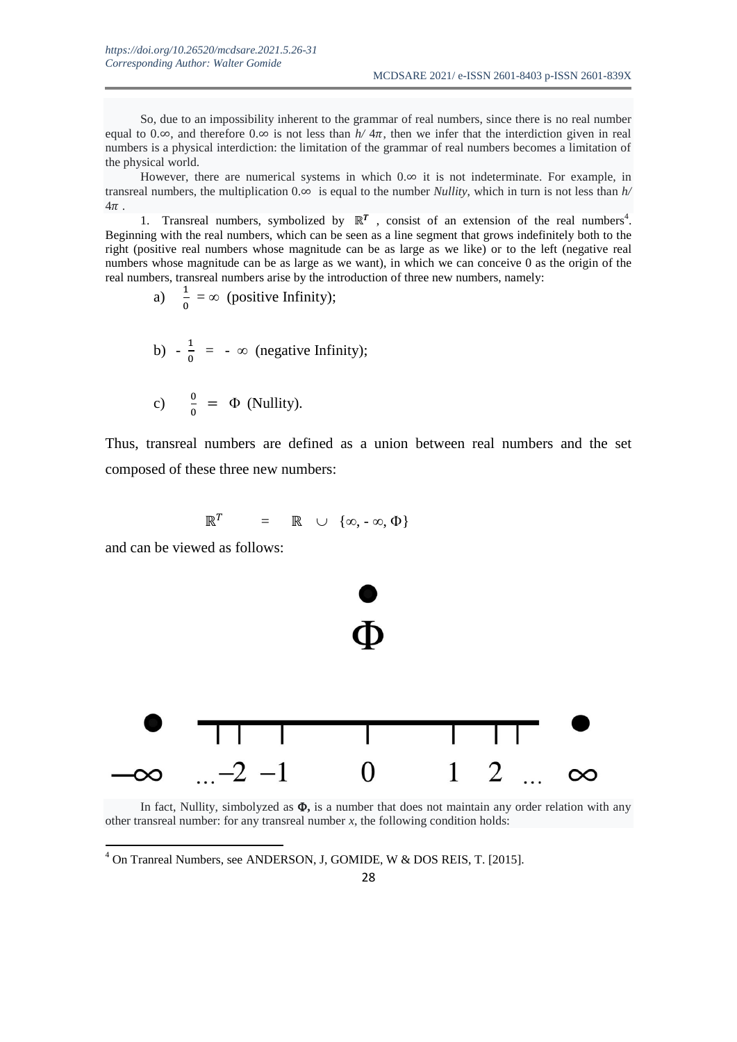So, due to an impossibility inherent to the grammar of real numbers, since there is no real number equal to $0.\infty$, and therefore $0.\infty$ is not less than $h/4\pi$, then we infer that the interdiction given in real numbers is a physical interdiction: the limitation of the grammar of real numbers becomes a limitation of the physical world.

However, there are numerical systems in which $0.\infty$ it is not indeterminate. For example, in transreal numbers, the multiplication $0.\infty$ is equal to the number *Nullity*, which in turn is not less than $h/4\pi$.

1. Transreal numbers, symbolized by $\mathbb{R}^T$, consist of an extension of the real numbers[4]. Beginning with the real numbers, which can be seen as a line segment that grows indefinitely both to the right (positive real numbers whose magnitude can be as large as we like) or to the left (negative real numbers whose magnitude can be as large as we want), in which we can conceive 0 as the origin of the real numbers, transreal numbers arise by the introduction of three new numbers, namely:

a) $\frac{1}{0} = \infty$ (positive Infinity);

b) $-\frac{1}{0} = -\infty$ (negative Infinity);

c) $\frac{0}{0} = \Phi$ (Nullity).

Thus, transreal numbers are defined as a union between real numbers and the set composed of these three new numbers:

$$\mathbb{R}^T = \mathbb{R} \cup \{\infty, -\infty, \Phi\}$$

and can be viewed as follows:

$\Phi$

$-\infty \quad \ldots -2 \; -1 \quad 0 \quad 1 \; 2 \ldots \quad \infty$

In fact, Nullity, simbolyzed as **$\Phi$**, is a number that does not maintain any order relation with any other transreal number: for any transreal number $x$, the following condition holds:

[4] On Tranreal Numbers, see ANDERSON, J, GOMIDE, W & DOS REIS, T. [2015].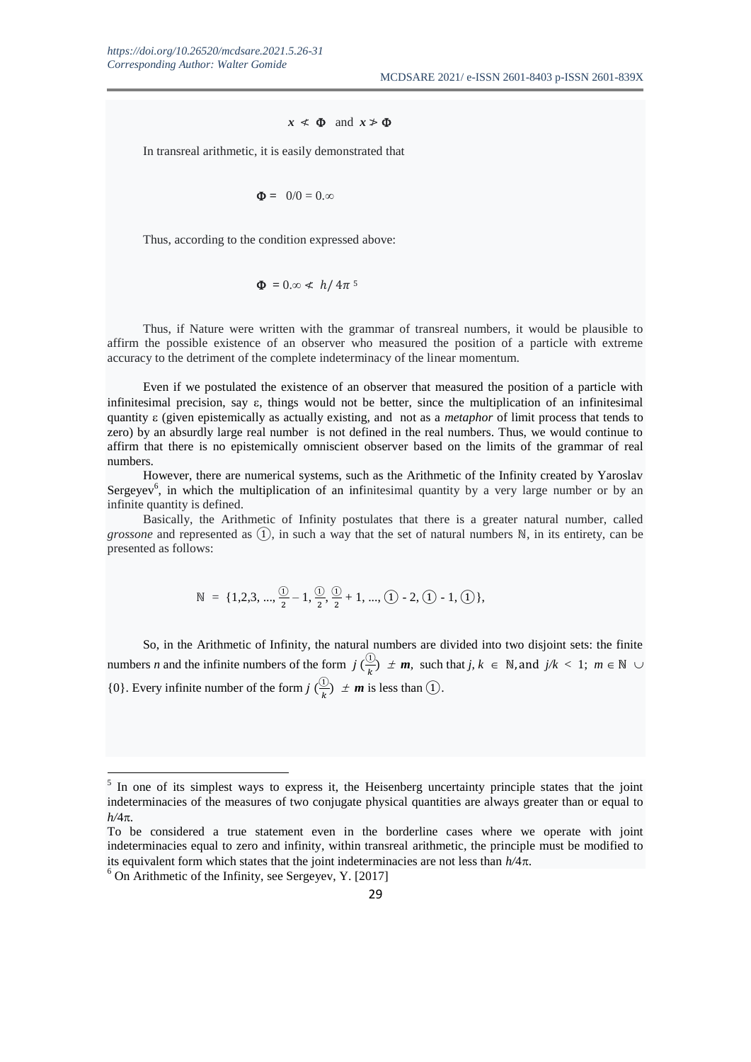$$x \nless \Phi \text{ and } x \ngtr \Phi$$

In transreal arithmetic, it is easily demonstrated that

$$\Phi = 0/0 = 0.\infty$$

Thus, according to the condition expressed above:

$$\Phi = 0.\infty \nless h/4\pi$$ [5]

Thus, if Nature were written with the grammar of transreal numbers, it would be plausible to affirm the possible existence of an observer who measured the position of a particle with extreme accuracy to the detriment of the complete indeterminacy of the linear momentum.

Even if we postulated the existence of an observer that measured the position of a particle with infinitesimal precision, say ε, things would not be better, since the multiplication of an infinitesimal quantity ε (given epistemically as actually existing, and not as a *metaphor* of limit process that tends to zero) by an absurdly large real number is not defined in the real numbers. Thus, we would continue to affirm that there is no epistemically omniscient observer based on the limits of the grammar of real numbers.

However, there are numerical systems, such as the Arithmetic of the Infinity created by Yaroslav Sergeyev[6], in which the multiplication of an infinitesimal quantity by a very large number or by an infinite quantity is defined.

Basically, the Arithmetic of Infinity postulates that there is a greater natural number, called *grossone* and represented as ①, in such a way that the set of natural numbers ℕ, in its entirety, can be presented as follows:

$$\mathbb{N} = \{1, 2, 3, \ldots, \tfrac{①}{2} - 1, \tfrac{①}{2}, \tfrac{①}{2} + 1, \ldots, ① - 2, ① - 1, ①\},$$

So, in the Arithmetic of Infinity, the natural numbers are divided into two disjoint sets: the finite numbers $n$ and the infinite numbers of the form $j\,(\frac{①}{k}) \pm \boldsymbol{m}$, such that $j, k \in \mathbb{N}$, and $j/k < 1$; $m \in \mathbb{N} \cup \{0\}$. Every infinite number of the form $j\,(\frac{①}{k}) \pm \boldsymbol{m}$ is less than ①.

---

[5] In one of its simplest ways to express it, the Heisenberg uncertainty principle states that the joint indeterminacies of the measures of two conjugate physical quantities are always greater than or equal to $h/4\pi$.

To be considered a true statement even in the borderline cases where we operate with joint indeterminacies equal to zero and infinity, within transreal arithmetic, the principle must be modified to its equivalent form which states that the joint indeterminacies are not less than $h/4\pi$.

[6] On Arithmetic of the Infinity, see Sergeyev, Y. [2017]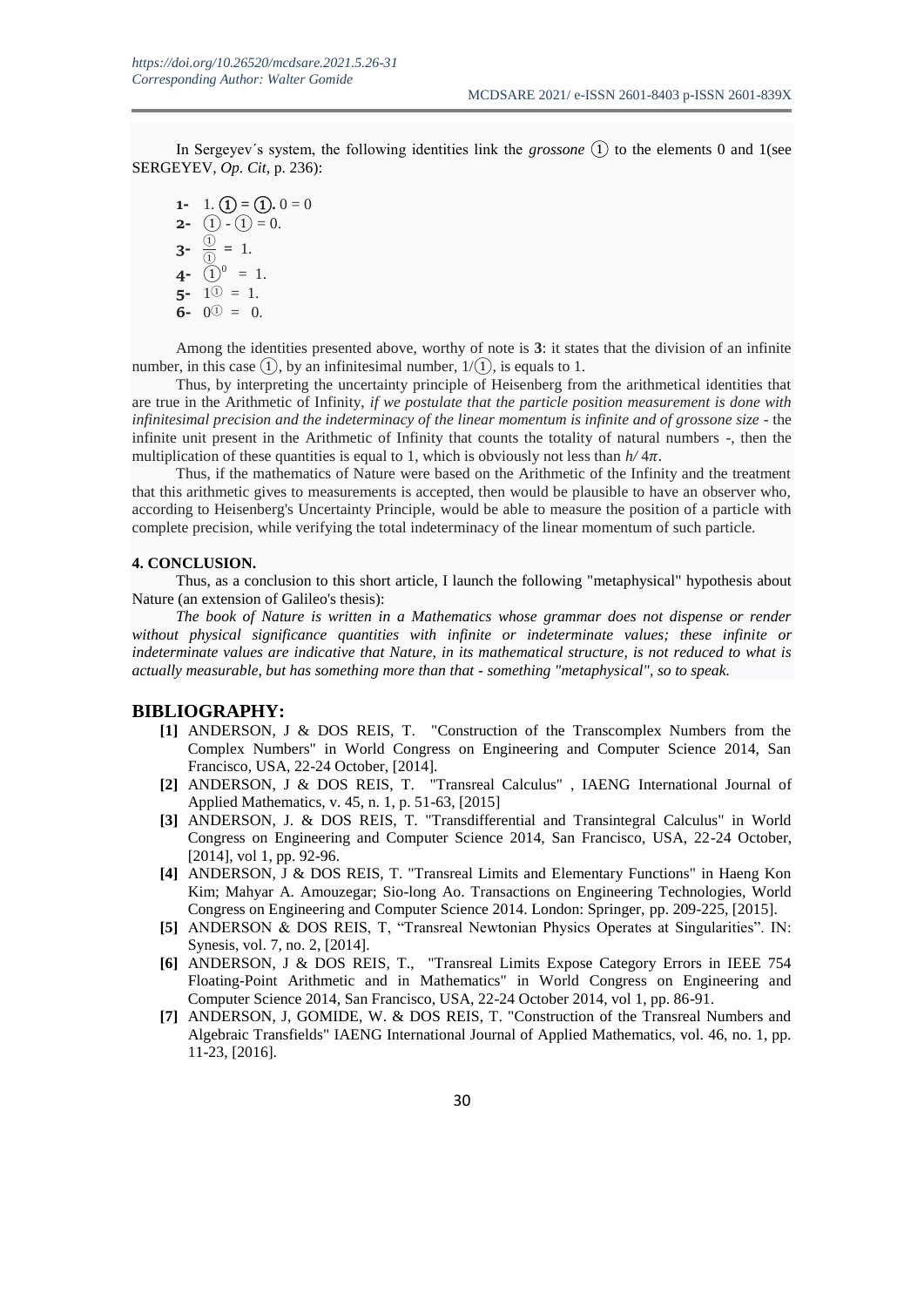In Sergeyev´s system, the following identities link the *grossone* ① to the elements 0 and 1(see SERGEYEV, *Op. Cit*, p. 236):

1. $0 \cdot ① = ① \cdot 0 = 0$
2. $① - ① = 0.$
3. $\frac{①}{①} = 1.$
4. $①^0 = 1.$
5. $1^{①} = 1.$
6. $0^{①} = 0.$

Among the identities presented above, worthy of note is **3**: it states that the division of an infinite number, in this case ①, by an infinitesimal number, 1/①, is equals to 1.

Thus, by interpreting the uncertainty principle of Heisenberg from the arithmetical identities that are true in the Arithmetic of Infinity, *if we postulate that the particle position measurement is done with infinitesimal precision and the indeterminacy of the linear momentum is infinite and of grossone size* - the infinite unit present in the Arithmetic of Infinity that counts the totality of natural numbers -, then the multiplication of these quantities is equal to 1, which is obviously not less than $h/4\pi$.

Thus, if the mathematics of Nature were based on the Arithmetic of the Infinity and the treatment that this arithmetic gives to measurements is accepted, then would be plausible to have an observer who, according to Heisenberg's Uncertainty Principle, would be able to measure the position of a particle with complete precision, while verifying the total indeterminacy of the linear momentum of such particle.

## 4. CONCLUSION.

Thus, as a conclusion to this short article, I launch the following "metaphysical" hypothesis about Nature (an extension of Galileo's thesis):

*The book of Nature is written in a Mathematics whose grammar does not dispense or render without physical significance quantities with infinite or indeterminate values; these infinite or indeterminate values are indicative that Nature, in its mathematical structure, is not reduced to what is actually measurable, but has something more than that - something "metaphysical", so to speak.*

## BIBLIOGRAPHY:

**[1]** ANDERSON, J & DOS REIS, T. "Construction of the Transcomplex Numbers from the Complex Numbers" in World Congress on Engineering and Computer Science 2014, San Francisco, USA, 22-24 October, [2014].

**[2]** ANDERSON, J & DOS REIS, T. "Transreal Calculus" , IAENG International Journal of Applied Mathematics, v. 45, n. 1, p. 51-63, [2015]

**[3]** ANDERSON, J. & DOS REIS, T. "Transdifferential and Transintegral Calculus" in World Congress on Engineering and Computer Science 2014, San Francisco, USA, 22-24 October, [2014], vol 1, pp. 92-96.

**[4]** ANDERSON, J & DOS REIS, T. "Transreal Limits and Elementary Functions" in Haeng Kon Kim; Mahyar A. Amouzegar; Sio-long Ao. Transactions on Engineering Technologies, World Congress on Engineering and Computer Science 2014. London: Springer, pp. 209-225, [2015].

**[5]** ANDERSON & DOS REIS, T, "Transreal Newtonian Physics Operates at Singularities". IN: Synesis, vol. 7, no. 2, [2014].

**[6]** ANDERSON, J & DOS REIS, T., "Transreal Limits Expose Category Errors in IEEE 754 Floating-Point Arithmetic and in Mathematics" in World Congress on Engineering and Computer Science 2014, San Francisco, USA, 22-24 October 2014, vol 1, pp. 86-91.

**[7]** ANDERSON, J, GOMIDE, W. & DOS REIS, T. "Construction of the Transreal Numbers and Algebraic Transfields" IAENG International Journal of Applied Mathematics, vol. 46, no. 1, pp. 11-23, [2016].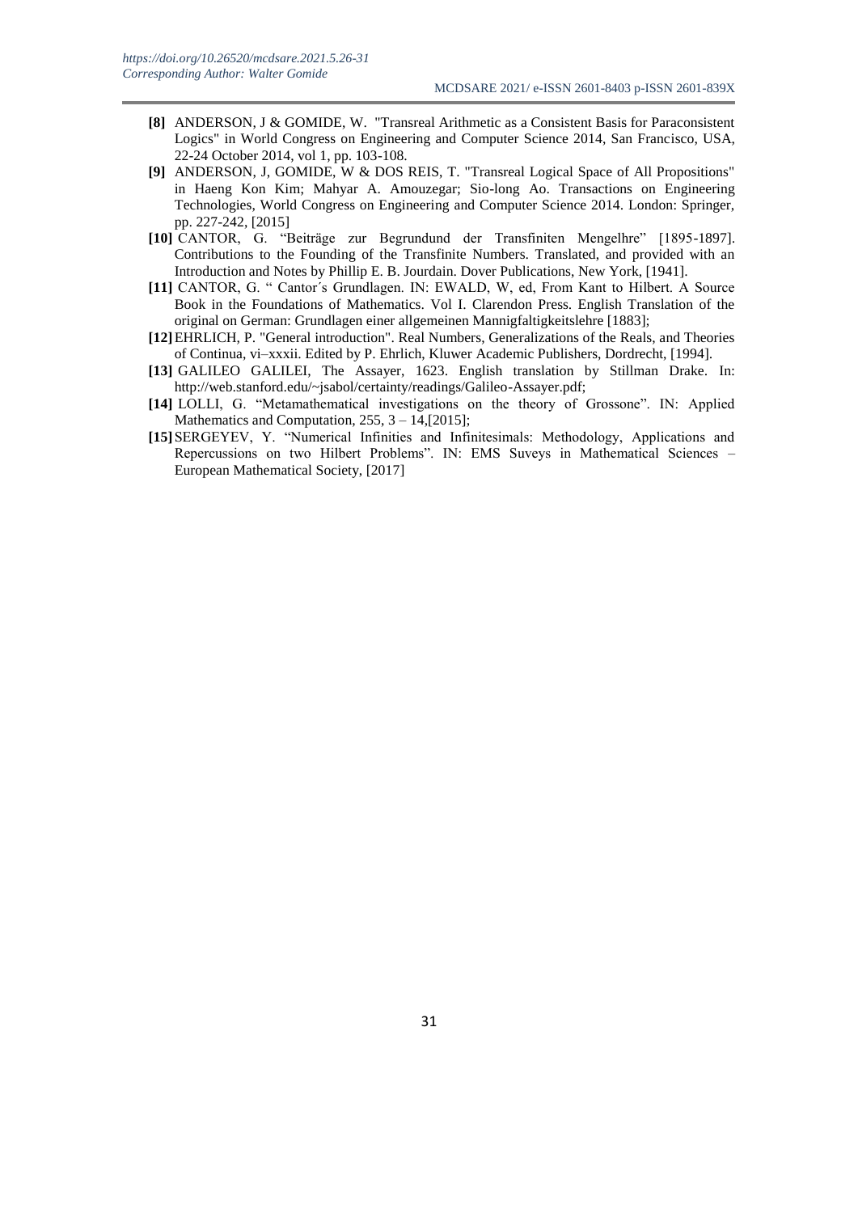- **[8]** ANDERSON, J & GOMIDE, W. "Transreal Arithmetic as a Consistent Basis for Paraconsistent Logics" in World Congress on Engineering and Computer Science 2014, San Francisco, USA, 22-24 October 2014, vol 1, pp. 103-108.
- **[9]** ANDERSON, J, GOMIDE, W & DOS REIS, T. "Transreal Logical Space of All Propositions" in Haeng Kon Kim; Mahyar A. Amouzegar; Sio-long Ao. Transactions on Engineering Technologies, World Congress on Engineering and Computer Science 2014. London: Springer, pp. 227-242, [2015]
- **[10]** CANTOR, G. "Beiträge zur Begrundund der Transfiniten Mengelhre" [1895-1897]. Contributions to the Founding of the Transfinite Numbers. Translated, and provided with an Introduction and Notes by Phillip E. B. Jourdain. Dover Publications, New York, [1941].
- **[11]** CANTOR, G. " Cantor´s Grundlagen. IN: EWALD, W, ed, From Kant to Hilbert. A Source Book in the Foundations of Mathematics. Vol I. Clarendon Press. English Translation of the original on German: Grundlagen einer allgemeinen Mannigfaltigkeitslehre [1883];
- **[12]** EHRLICH, P. "General introduction". Real Numbers, Generalizations of the Reals, and Theories of Continua, vi–xxxii. Edited by P. Ehrlich, Kluwer Academic Publishers, Dordrecht, [1994].
- **[13]** GALILEO GALILEI, The Assayer, 1623. English translation by Stillman Drake. In: http://web.stanford.edu/~jsabol/certainty/readings/Galileo-Assayer.pdf;
- **[14]** LOLLI, G. "Metamathematical investigations on the theory of Grossone". IN: Applied Mathematics and Computation, 255, 3 – 14,[2015];
- **[15]** SERGEYEV, Y. "Numerical Infinities and Infinitesimals: Methodology, Applications and Repercussions on two Hilbert Problems". IN: EMS Suveys in Mathematical Sciences – European Mathematical Society, [2017]